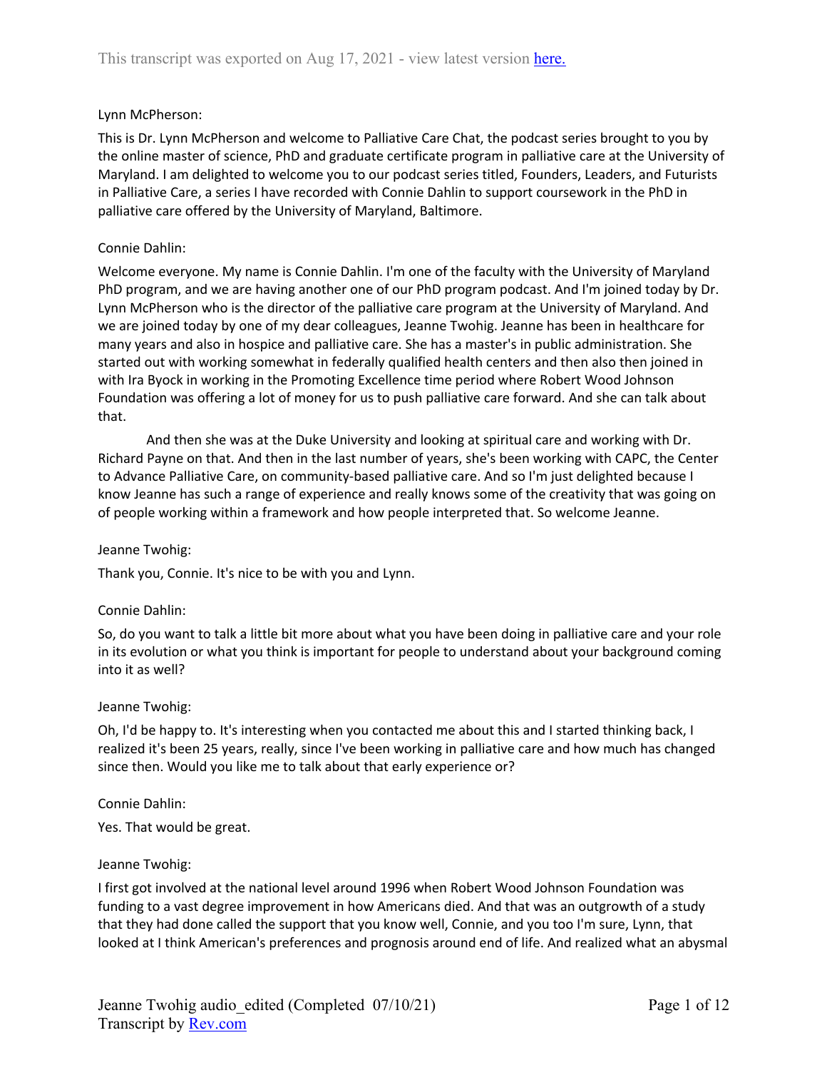Lynn McPherson:

This is Dr. Lynn McPherson and welcome to Palliative Care Chat, the podcast series brought to you by the online master of science, PhD and graduate certificate program in palliative care at the University of Maryland. I am delighted to welcome you to our podcast series titled, Founders, Leaders, and Futurists in Palliative Care, a series I have recorded with Connie Dahlin to support coursework in the PhD in palliative care offered by the University of Maryland, Baltimore.

Connie Dahlin:

Welcome everyone. My name is Connie Dahlin. I'm one of the faculty with the University of Maryland PhD program, and we are having another one of our PhD program podcast. And I'm joined today by Dr. Lynn McPherson who is the director of the palliative care program at the University of Maryland. And we are joined today by one of my dear colleagues, Jeanne Twohig. Jeanne has been in healthcare for many years and also in hospice and palliative care. She has a master's in public administration. She started out with working somewhat in federally qualified health centers and then also then joined in with Ira Byock in working in the Promoting Excellence time period where Robert Wood Johnson Foundation was offering a lot of money for us to push palliative care forward. And she can talk about that.

And then she was at the Duke University and looking at spiritual care and working with Dr. Richard Payne on that. And then in the last number of years, she's been working with CAPC, the Center to Advance Palliative Care, on community-based palliative care. And so I'm just delighted because I know Jeanne has such a range of experience and really knows some of the creativity that was going on of people working within a framework and how people interpreted that. So welcome Jeanne.

Jeanne Twohig:

Thank you, Connie. It's nice to be with you and Lynn.

Connie Dahlin:

So, do you want to talk a little bit more about what you have been doing in palliative care and your role in its evolution or what you think is important for people to understand about your background coming into it as well?

Jeanne Twohig:

Oh, I'd be happy to. It's interesting when you contacted me about this and I started thinking back, I realized it's been 25 years, really, since I've been working in palliative care and how much has changed since then. Would you like me to talk about that early experience or?

Connie Dahlin:

Yes. That would be great.

Jeanne Twohig:

I first got involved at the national level around 1996 when Robert Wood Johnson Foundation was funding to a vast degree improvement in how Americans died. And that was an outgrowth of a study that they had done called the support that you know well, Connie, and you too I'm sure, Lynn, that looked at I think American's preferences and prognosis around end of life. And realized what an abysmal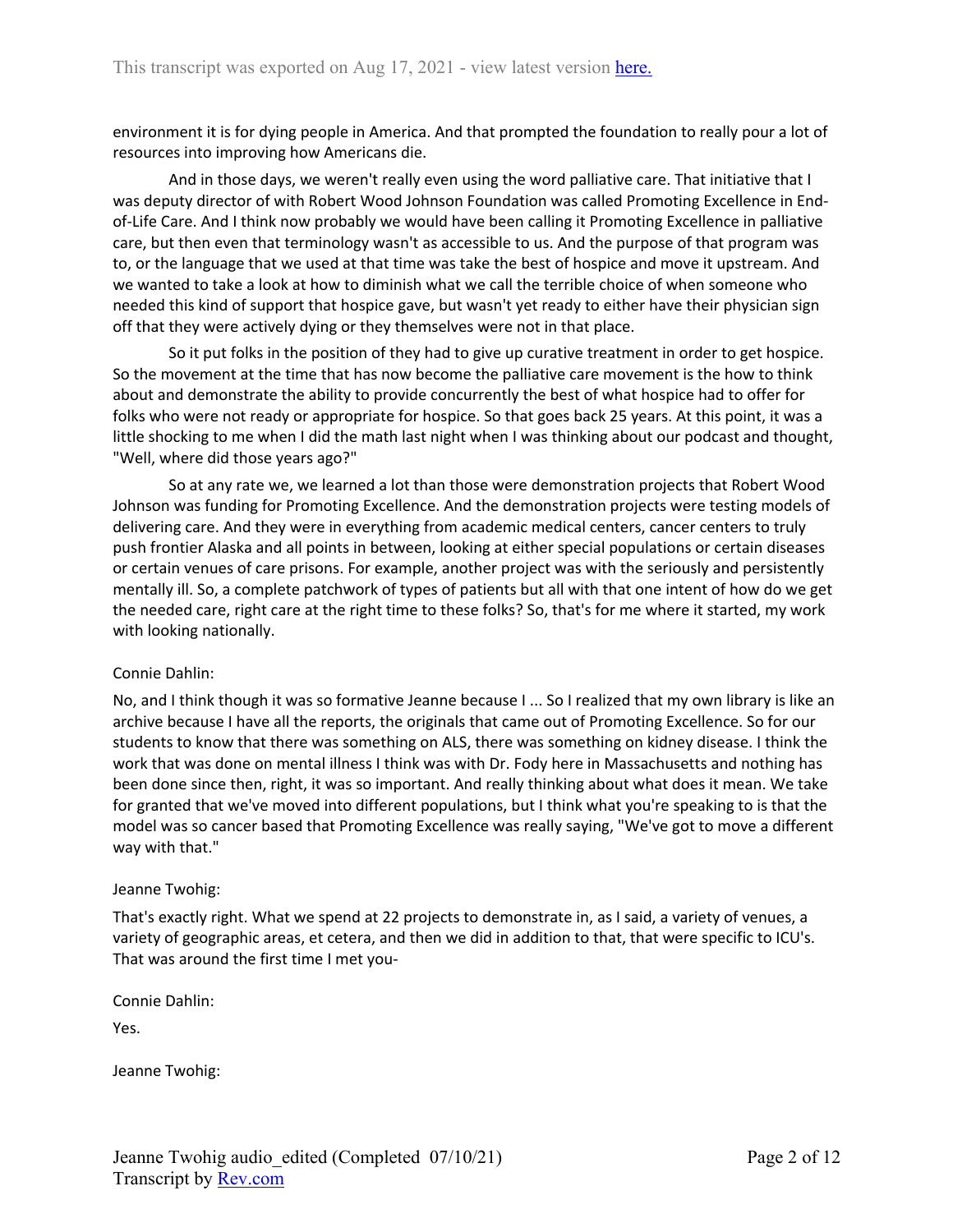environment it is for dying people in America. And that prompted the foundation to really pour a lot of resources into improving how Americans die.

And in those days, we weren't really even using the word palliative care. That initiative that I was deputy director of with Robert Wood Johnson Foundation was called Promoting Excellence in End-of-Life Care. And I think now probably we would have been calling it Promoting Excellence in palliative care, but then even that terminology wasn't as accessible to us. And the purpose of that program was to, or the language that we used at that time was take the best of hospice and move it upstream. And we wanted to take a look at how to diminish what we call the terrible choice of when someone who needed this kind of support that hospice gave, but wasn't yet ready to either have their physician sign off that they were actively dying or they themselves were not in that place.

So it put folks in the position of they had to give up curative treatment in order to get hospice. So the movement at the time that has now become the palliative care movement is the how to think about and demonstrate the ability to provide concurrently the best of what hospice had to offer for folks who were not ready or appropriate for hospice. So that goes back 25 years. At this point, it was a little shocking to me when I did the math last night when I was thinking about our podcast and thought, "Well, where did those years ago?"

So at any rate we, we learned a lot than those were demonstration projects that Robert Wood Johnson was funding for Promoting Excellence. And the demonstration projects were testing models of delivering care. And they were in everything from academic medical centers, cancer centers to truly push frontier Alaska and all points in between, looking at either special populations or certain diseases or certain venues of care prisons. For example, another project was with the seriously and persistently mentally ill. So, a complete patchwork of types of patients but all with that one intent of how do we get the needed care, right care at the right time to these folks? So, that's for me where it started, my work with looking nationally.

Connie Dahlin:

No, and I think though it was so formative Jeanne because I ... So I realized that my own library is like an archive because I have all the reports, the originals that came out of Promoting Excellence. So for our students to know that there was something on ALS, there was something on kidney disease. I think the work that was done on mental illness I think was with Dr. Fody here in Massachusetts and nothing has been done since then, right, it was so important. And really thinking about what does it mean. We take for granted that we've moved into different populations, but I think what you're speaking to is that the model was so cancer based that Promoting Excellence was really saying, "We've got to move a different way with that."

Jeanne Twohig:

That's exactly right. What we spend at 22 projects to demonstrate in, as I said, a variety of venues, a variety of geographic areas, et cetera, and then we did in addition to that, that were specific to ICU's. That was around the first time I met you-

Connie Dahlin:

Yes.

Jeanne Twohig: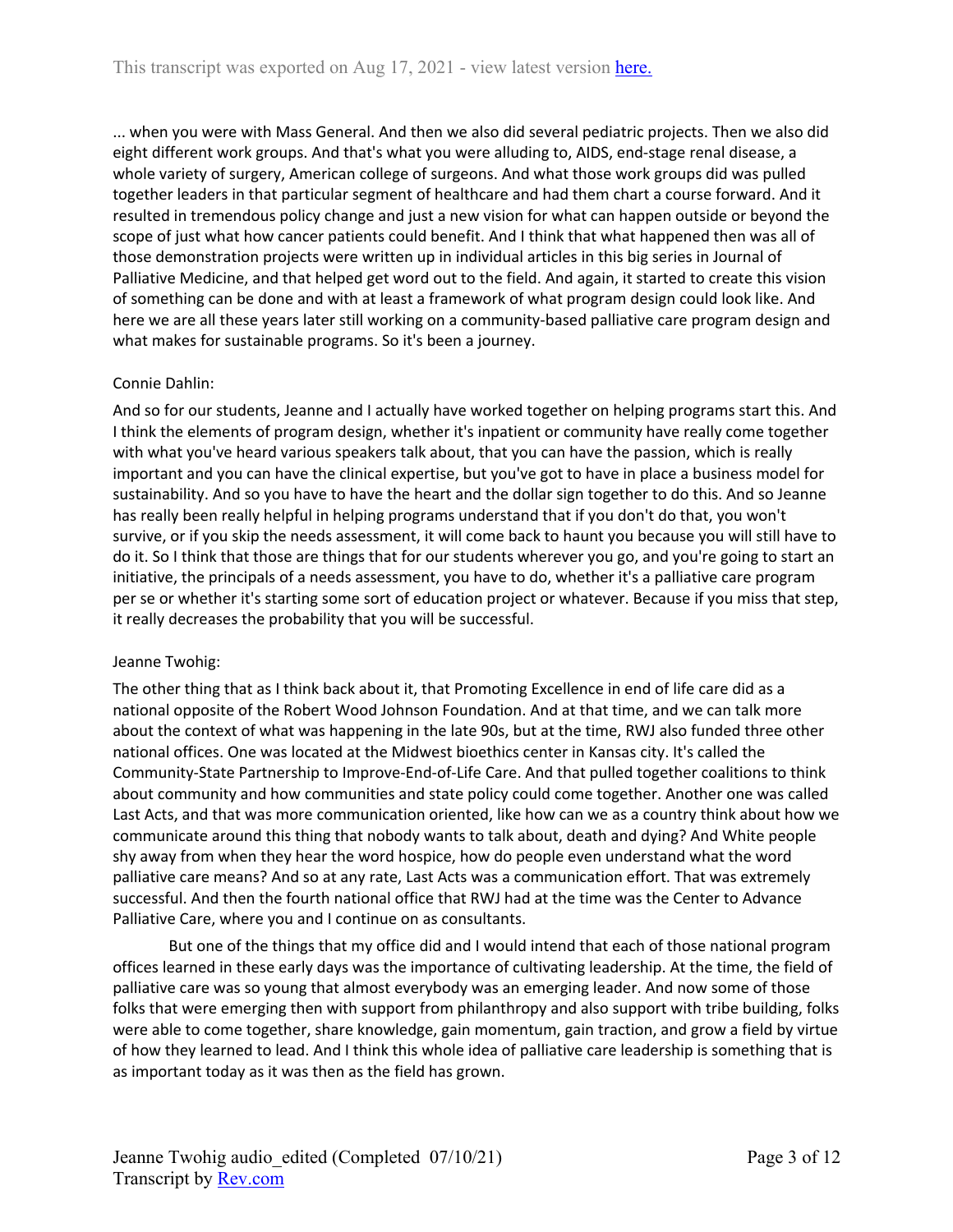... when you were with Mass General. And then we also did several pediatric projects. Then we also did eight different work groups. And that's what you were alluding to, AIDS, end-stage renal disease, a whole variety of surgery, American college of surgeons. And what those work groups did was pulled together leaders in that particular segment of healthcare and had them chart a course forward. And it resulted in tremendous policy change and just a new vision for what can happen outside or beyond the scope of just what how cancer patients could benefit. And I think that what happened then was all of those demonstration projects were written up in individual articles in this big series in Journal of Palliative Medicine, and that helped get word out to the field. And again, it started to create this vision of something can be done and with at least a framework of what program design could look like. And here we are all these years later still working on a community-based palliative care program design and what makes for sustainable programs. So it's been a journey.

Connie Dahlin:

And so for our students, Jeanne and I actually have worked together on helping programs start this. And I think the elements of program design, whether it's inpatient or community have really come together with what you've heard various speakers talk about, that you can have the passion, which is really important and you can have the clinical expertise, but you've got to have in place a business model for sustainability. And so you have to have the heart and the dollar sign together to do this. And so Jeanne has really been really helpful in helping programs understand that if you don't do that, you won't survive, or if you skip the needs assessment, it will come back to haunt you because you will still have to do it. So I think that those are things that for our students wherever you go, and you're going to start an initiative, the principals of a needs assessment, you have to do, whether it's a palliative care program per se or whether it's starting some sort of education project or whatever. Because if you miss that step, it really decreases the probability that you will be successful.

Jeanne Twohig:

The other thing that as I think back about it, that Promoting Excellence in end of life care did as a national opposite of the Robert Wood Johnson Foundation. And at that time, and we can talk more about the context of what was happening in the late 90s, but at the time, RWJ also funded three other national offices. One was located at the Midwest bioethics center in Kansas city. It's called the Community-State Partnership to Improve-End-of-Life Care. And that pulled together coalitions to think about community and how communities and state policy could come together. Another one was called Last Acts, and that was more communication oriented, like how can we as a country think about how we communicate around this thing that nobody wants to talk about, death and dying? And White people shy away from when they hear the word hospice, how do people even understand what the word palliative care means? And so at any rate, Last Acts was a communication effort. That was extremely successful. And then the fourth national office that RWJ had at the time was the Center to Advance Palliative Care, where you and I continue on as consultants.

But one of the things that my office did and I would intend that each of those national program offices learned in these early days was the importance of cultivating leadership. At the time, the field of palliative care was so young that almost everybody was an emerging leader. And now some of those folks that were emerging then with support from philanthropy and also support with tribe building, folks were able to come together, share knowledge, gain momentum, gain traction, and grow a field by virtue of how they learned to lead. And I think this whole idea of palliative care leadership is something that is as important today as it was then as the field has grown.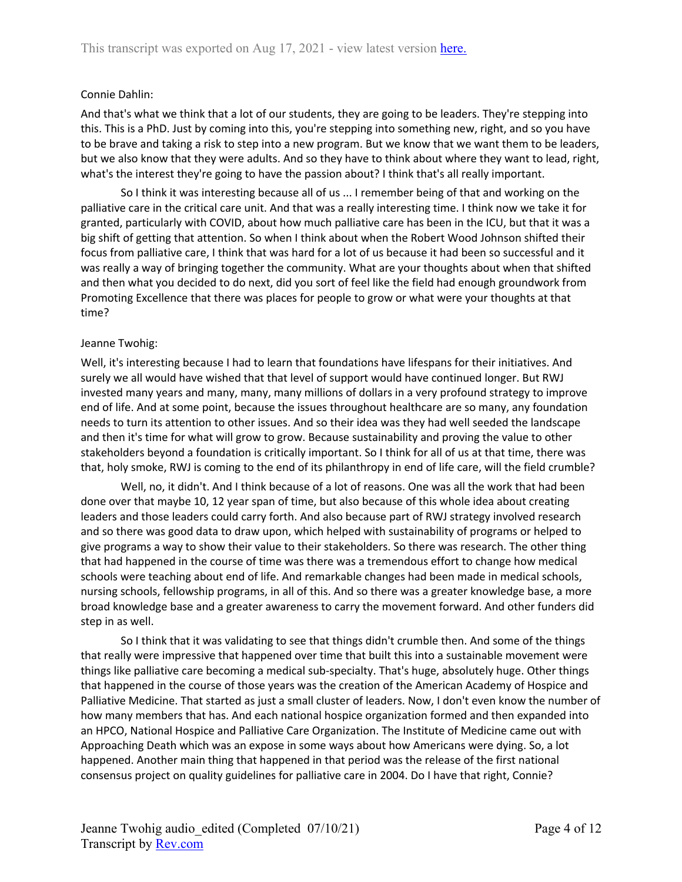Connie Dahlin:

And that's what we think that a lot of our students, they are going to be leaders. They're stepping into this. This is a PhD. Just by coming into this, you're stepping into something new, right, and so you have to be brave and taking a risk to step into a new program. But we know that we want them to be leaders, but we also know that they were adults. And so they have to think about where they want to lead, right, what's the interest they're going to have the passion about? I think that's all really important.

So I think it was interesting because all of us ... I remember being of that and working on the palliative care in the critical care unit. And that was a really interesting time. I think now we take it for granted, particularly with COVID, about how much palliative care has been in the ICU, but that it was a big shift of getting that attention. So when I think about when the Robert Wood Johnson shifted their focus from palliative care, I think that was hard for a lot of us because it had been so successful and it was really a way of bringing together the community. What are your thoughts about when that shifted and then what you decided to do next, did you sort of feel like the field had enough groundwork from Promoting Excellence that there was places for people to grow or what were your thoughts at that time?

Jeanne Twohig:

Well, it's interesting because I had to learn that foundations have lifespans for their initiatives. And surely we all would have wished that that level of support would have continued longer. But RWJ invested many years and many, many, many millions of dollars in a very profound strategy to improve end of life. And at some point, because the issues throughout healthcare are so many, any foundation needs to turn its attention to other issues. And so their idea was they had well seeded the landscape and then it's time for what will grow to grow. Because sustainability and proving the value to other stakeholders beyond a foundation is critically important. So I think for all of us at that time, there was that, holy smoke, RWJ is coming to the end of its philanthropy in end of life care, will the field crumble?

Well, no, it didn't. And I think because of a lot of reasons. One was all the work that had been done over that maybe 10, 12 year span of time, but also because of this whole idea about creating leaders and those leaders could carry forth. And also because part of RWJ strategy involved research and so there was good data to draw upon, which helped with sustainability of programs or helped to give programs a way to show their value to their stakeholders. So there was research. The other thing that had happened in the course of time was there was a tremendous effort to change how medical schools were teaching about end of life. And remarkable changes had been made in medical schools, nursing schools, fellowship programs, in all of this. And so there was a greater knowledge base, a more broad knowledge base and a greater awareness to carry the movement forward. And other funders did step in as well.

So I think that it was validating to see that things didn't crumble then. And some of the things that really were impressive that happened over time that built this into a sustainable movement were things like palliative care becoming a medical sub-specialty. That's huge, absolutely huge. Other things that happened in the course of those years was the creation of the American Academy of Hospice and Palliative Medicine. That started as just a small cluster of leaders. Now, I don't even know the number of how many members that has. And each national hospice organization formed and then expanded into an HPCO, National Hospice and Palliative Care Organization. The Institute of Medicine came out with Approaching Death which was an expose in some ways about how Americans were dying. So, a lot happened. Another main thing that happened in that period was the release of the first national consensus project on quality guidelines for palliative care in 2004. Do I have that right, Connie?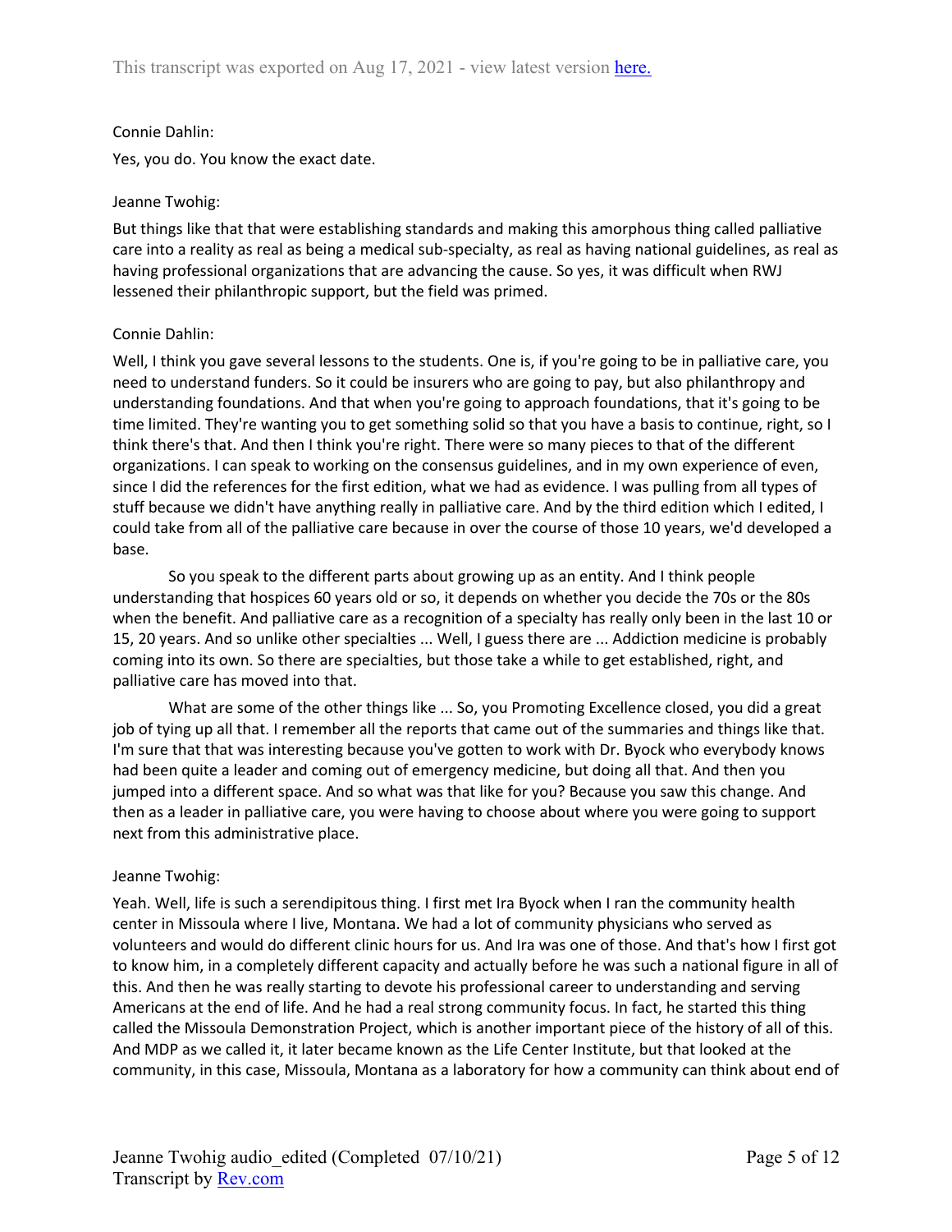Connie Dahlin:

Yes, you do. You know the exact date.

Jeanne Twohig:

But things like that that were establishing standards and making this amorphous thing called palliative care into a reality as real as being a medical sub-specialty, as real as having national guidelines, as real as having professional organizations that are advancing the cause. So yes, it was difficult when RWJ lessened their philanthropic support, but the field was primed.

Connie Dahlin:

Well, I think you gave several lessons to the students. One is, if you're going to be in palliative care, you need to understand funders. So it could be insurers who are going to pay, but also philanthropy and understanding foundations. And that when you're going to approach foundations, that it's going to be time limited. They're wanting you to get something solid so that you have a basis to continue, right, so I think there's that. And then I think you're right. There were so many pieces to that of the different organizations. I can speak to working on the consensus guidelines, and in my own experience of even, since I did the references for the first edition, what we had as evidence. I was pulling from all types of stuff because we didn't have anything really in palliative care. And by the third edition which I edited, I could take from all of the palliative care because in over the course of those 10 years, we'd developed a base.

So you speak to the different parts about growing up as an entity. And I think people understanding that hospices 60 years old or so, it depends on whether you decide the 70s or the 80s when the benefit. And palliative care as a recognition of a specialty has really only been in the last 10 or 15, 20 years. And so unlike other specialties ... Well, I guess there are ... Addiction medicine is probably coming into its own. So there are specialties, but those take a while to get established, right, and palliative care has moved into that.

What are some of the other things like ... So, you Promoting Excellence closed, you did a great job of tying up all that. I remember all the reports that came out of the summaries and things like that. I'm sure that that was interesting because you've gotten to work with Dr. Byock who everybody knows had been quite a leader and coming out of emergency medicine, but doing all that. And then you jumped into a different space. And so what was that like for you? Because you saw this change. And then as a leader in palliative care, you were having to choose about where you were going to support next from this administrative place.

Jeanne Twohig:

Yeah. Well, life is such a serendipitous thing. I first met Ira Byock when I ran the community health center in Missoula where I live, Montana. We had a lot of community physicians who served as volunteers and would do different clinic hours for us. And Ira was one of those. And that's how I first got to know him, in a completely different capacity and actually before he was such a national figure in all of this. And then he was really starting to devote his professional career to understanding and serving Americans at the end of life. And he had a real strong community focus. In fact, he started this thing called the Missoula Demonstration Project, which is another important piece of the history of all of this. And MDP as we called it, it later became known as the Life Center Institute, but that looked at the community, in this case, Missoula, Montana as a laboratory for how a community can think about end of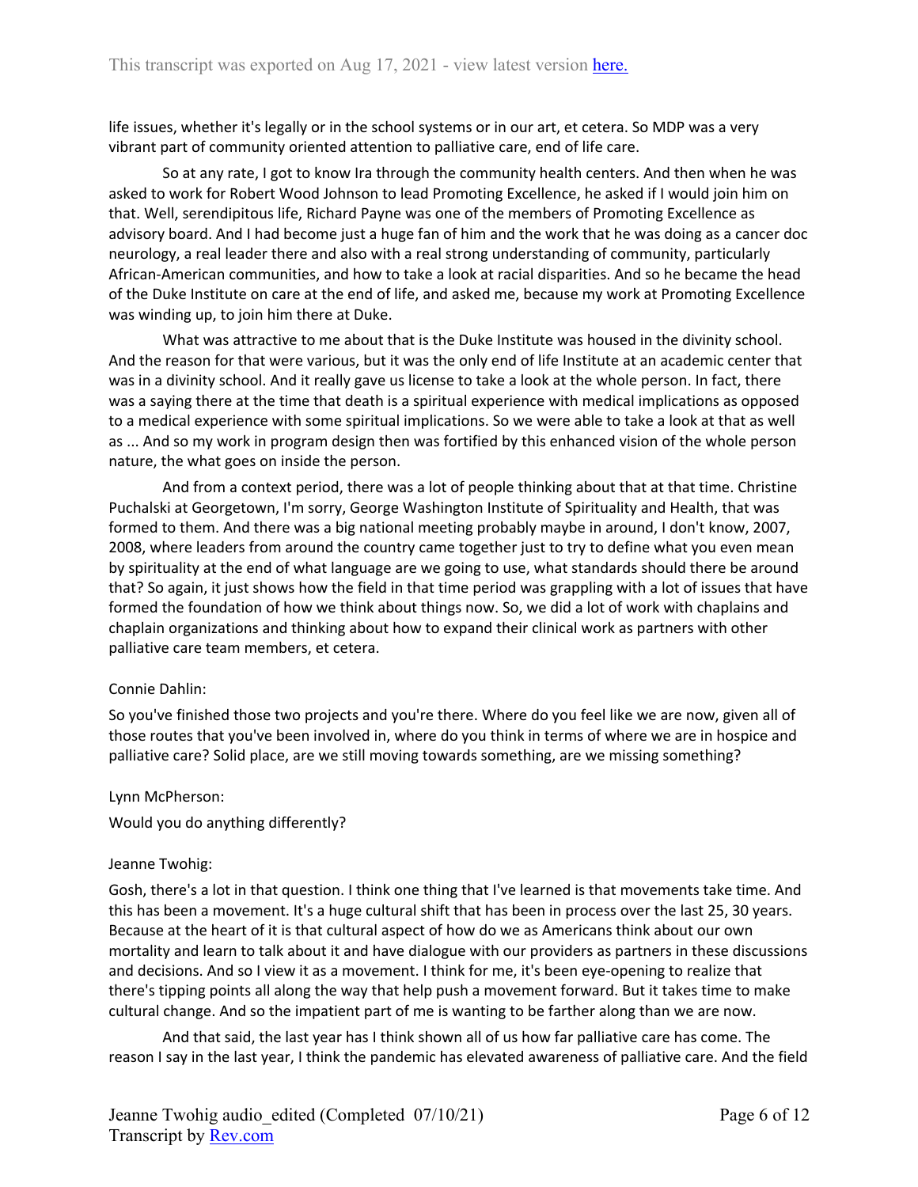life issues, whether it's legally or in the school systems or in our art, et cetera. So MDP was a very vibrant part of community oriented attention to palliative care, end of life care.

So at any rate, I got to know Ira through the community health centers. And then when he was asked to work for Robert Wood Johnson to lead Promoting Excellence, he asked if I would join him on that. Well, serendipitous life, Richard Payne was one of the members of Promoting Excellence as advisory board. And I had become just a huge fan of him and the work that he was doing as a cancer doc neurology, a real leader there and also with a real strong understanding of community, particularly African-American communities, and how to take a look at racial disparities. And so he became the head of the Duke Institute on care at the end of life, and asked me, because my work at Promoting Excellence was winding up, to join him there at Duke.

What was attractive to me about that is the Duke Institute was housed in the divinity school. And the reason for that were various, but it was the only end of life Institute at an academic center that was in a divinity school. And it really gave us license to take a look at the whole person. In fact, there was a saying there at the time that death is a spiritual experience with medical implications as opposed to a medical experience with some spiritual implications. So we were able to take a look at that as well as ... And so my work in program design then was fortified by this enhanced vision of the whole person nature, the what goes on inside the person.

And from a context period, there was a lot of people thinking about that at that time. Christine Puchalski at Georgetown, I'm sorry, George Washington Institute of Spirituality and Health, that was formed to them. And there was a big national meeting probably maybe in around, I don't know, 2007, 2008, where leaders from around the country came together just to try to define what you even mean by spirituality at the end of what language are we going to use, what standards should there be around that? So again, it just shows how the field in that time period was grappling with a lot of issues that have formed the foundation of how we think about things now. So, we did a lot of work with chaplains and chaplain organizations and thinking about how to expand their clinical work as partners with other palliative care team members, et cetera.

Connie Dahlin:

So you've finished those two projects and you're there. Where do you feel like we are now, given all of those routes that you've been involved in, where do you think in terms of where we are in hospice and palliative care? Solid place, are we still moving towards something, are we missing something?

Lynn McPherson:

Would you do anything differently?

Jeanne Twohig:

Gosh, there's a lot in that question. I think one thing that I've learned is that movements take time. And this has been a movement. It's a huge cultural shift that has been in process over the last 25, 30 years. Because at the heart of it is that cultural aspect of how do we as Americans think about our own mortality and learn to talk about it and have dialogue with our providers as partners in these discussions and decisions. And so I view it as a movement. I think for me, it's been eye-opening to realize that there's tipping points all along the way that help push a movement forward. But it takes time to make cultural change. And so the impatient part of me is wanting to be farther along than we are now.

And that said, the last year has I think shown all of us how far palliative care has come. The reason I say in the last year, I think the pandemic has elevated awareness of palliative care. And the field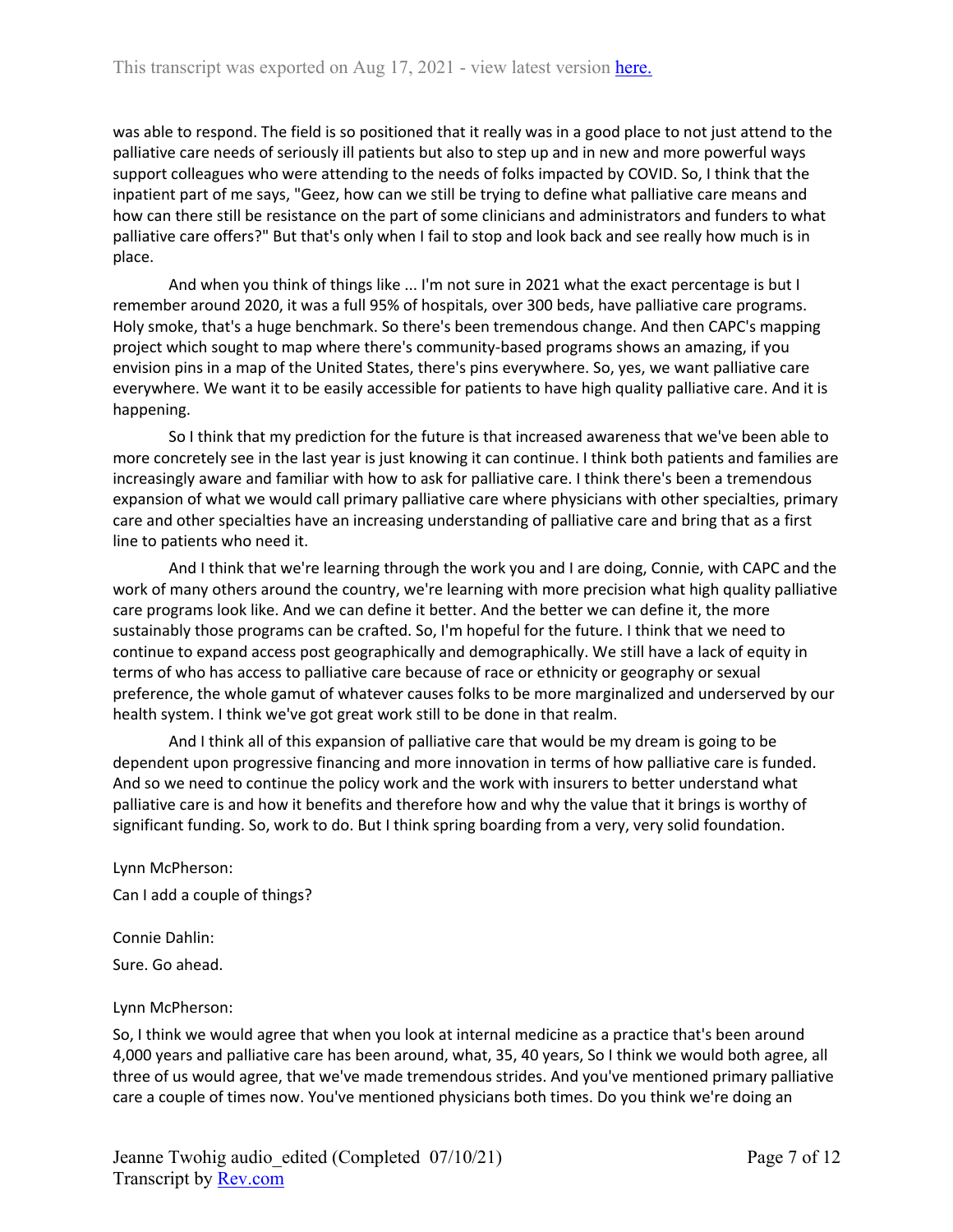was able to respond. The field is so positioned that it really was in a good place to not just attend to the palliative care needs of seriously ill patients but also to step up and in new and more powerful ways support colleagues who were attending to the needs of folks impacted by COVID. So, I think that the inpatient part of me says, "Geez, how can we still be trying to define what palliative care means and how can there still be resistance on the part of some clinicians and administrators and funders to what palliative care offers?" But that's only when I fail to stop and look back and see really how much is in place.

And when you think of things like ... I'm not sure in 2021 what the exact percentage is but I remember around 2020, it was a full 95% of hospitals, over 300 beds, have palliative care programs. Holy smoke, that's a huge benchmark. So there's been tremendous change. And then CAPC's mapping project which sought to map where there's community-based programs shows an amazing, if you envision pins in a map of the United States, there's pins everywhere. So, yes, we want palliative care everywhere. We want it to be easily accessible for patients to have high quality palliative care. And it is happening.

So I think that my prediction for the future is that increased awareness that we've been able to more concretely see in the last year is just knowing it can continue. I think both patients and families are increasingly aware and familiar with how to ask for palliative care. I think there's been a tremendous expansion of what we would call primary palliative care where physicians with other specialties, primary care and other specialties have an increasing understanding of palliative care and bring that as a first line to patients who need it.

And I think that we're learning through the work you and I are doing, Connie, with CAPC and the work of many others around the country, we're learning with more precision what high quality palliative care programs look like. And we can define it better. And the better we can define it, the more sustainably those programs can be crafted. So, I'm hopeful for the future. I think that we need to continue to expand access post geographically and demographically. We still have a lack of equity in terms of who has access to palliative care because of race or ethnicity or geography or sexual preference, the whole gamut of whatever causes folks to be more marginalized and underserved by our health system. I think we've got great work still to be done in that realm.

And I think all of this expansion of palliative care that would be my dream is going to be dependent upon progressive financing and more innovation in terms of how palliative care is funded. And so we need to continue the policy work and the work with insurers to better understand what palliative care is and how it benefits and therefore how and why the value that it brings is worthy of significant funding. So, work to do. But I think spring boarding from a very, very solid foundation.

Lynn McPherson:

Can I add a couple of things?

Connie Dahlin:

Sure. Go ahead.

Lynn McPherson:

So, I think we would agree that when you look at internal medicine as a practice that's been around 4,000 years and palliative care has been around, what, 35, 40 years, So I think we would both agree, all three of us would agree, that we've made tremendous strides. And you've mentioned primary palliative care a couple of times now. You've mentioned physicians both times. Do you think we're doing an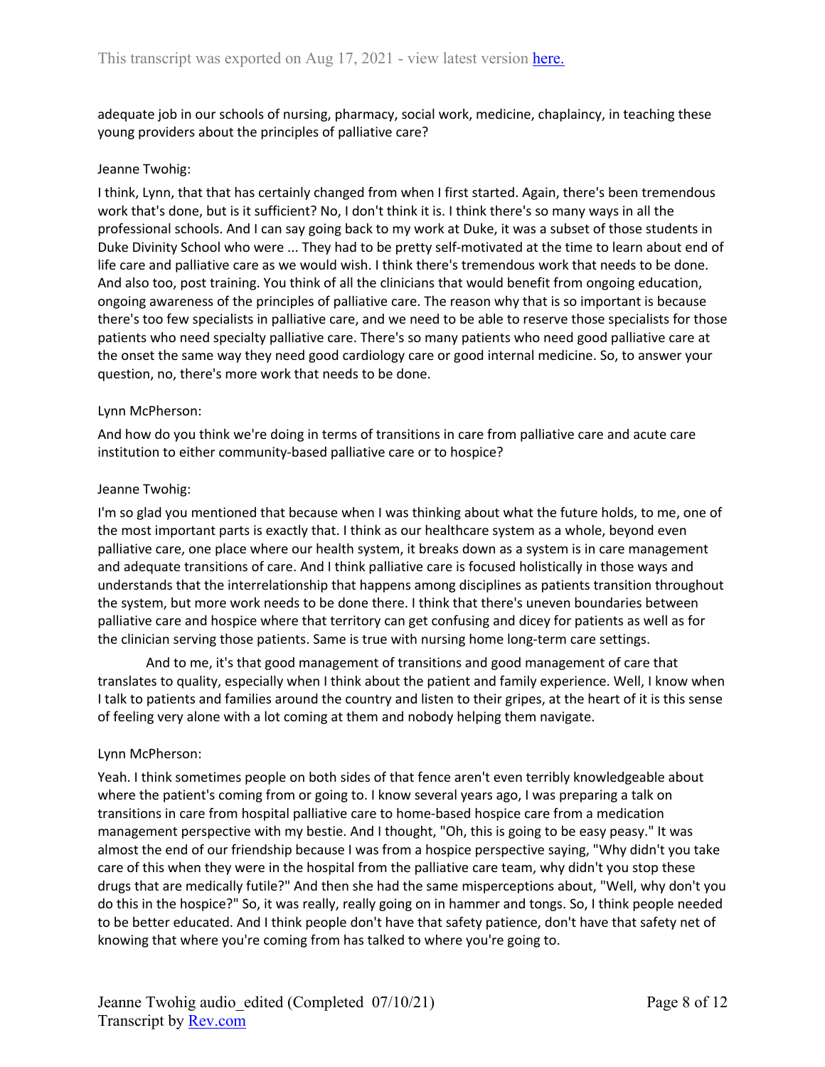adequate job in our schools of nursing, pharmacy, social work, medicine, chaplaincy, in teaching these young providers about the principles of palliative care?

Jeanne Twohig:

I think, Lynn, that that has certainly changed from when I first started. Again, there's been tremendous work that's done, but is it sufficient? No, I don't think it is. I think there's so many ways in all the professional schools. And I can say going back to my work at Duke, it was a subset of those students in Duke Divinity School who were ... They had to be pretty self-motivated at the time to learn about end of life care and palliative care as we would wish. I think there's tremendous work that needs to be done. And also too, post training. You think of all the clinicians that would benefit from ongoing education, ongoing awareness of the principles of palliative care. The reason why that is so important is because there's too few specialists in palliative care, and we need to be able to reserve those specialists for those patients who need specialty palliative care. There's so many patients who need good palliative care at the onset the same way they need good cardiology care or good internal medicine. So, to answer your question, no, there's more work that needs to be done.

Lynn McPherson:

And how do you think we're doing in terms of transitions in care from palliative care and acute care institution to either community-based palliative care or to hospice?

Jeanne Twohig:

I'm so glad you mentioned that because when I was thinking about what the future holds, to me, one of the most important parts is exactly that. I think as our healthcare system as a whole, beyond even palliative care, one place where our health system, it breaks down as a system is in care management and adequate transitions of care. And I think palliative care is focused holistically in those ways and understands that the interrelationship that happens among disciplines as patients transition throughout the system, but more work needs to be done there. I think that there's uneven boundaries between palliative care and hospice where that territory can get confusing and dicey for patients as well as for the clinician serving those patients. Same is true with nursing home long-term care settings.

And to me, it's that good management of transitions and good management of care that translates to quality, especially when I think about the patient and family experience. Well, I know when I talk to patients and families around the country and listen to their gripes, at the heart of it is this sense of feeling very alone with a lot coming at them and nobody helping them navigate.

Lynn McPherson:

Yeah. I think sometimes people on both sides of that fence aren't even terribly knowledgeable about where the patient's coming from or going to. I know several years ago, I was preparing a talk on transitions in care from hospital palliative care to home-based hospice care from a medication management perspective with my bestie. And I thought, "Oh, this is going to be easy peasy." It was almost the end of our friendship because I was from a hospice perspective saying, "Why didn't you take care of this when they were in the hospital from the palliative care team, why didn't you stop these drugs that are medically futile?" And then she had the same misperceptions about, "Well, why don't you do this in the hospice?" So, it was really, really going on in hammer and tongs. So, I think people needed to be better educated. And I think people don't have that safety patience, don't have that safety net of knowing that where you're coming from has talked to where you're going to.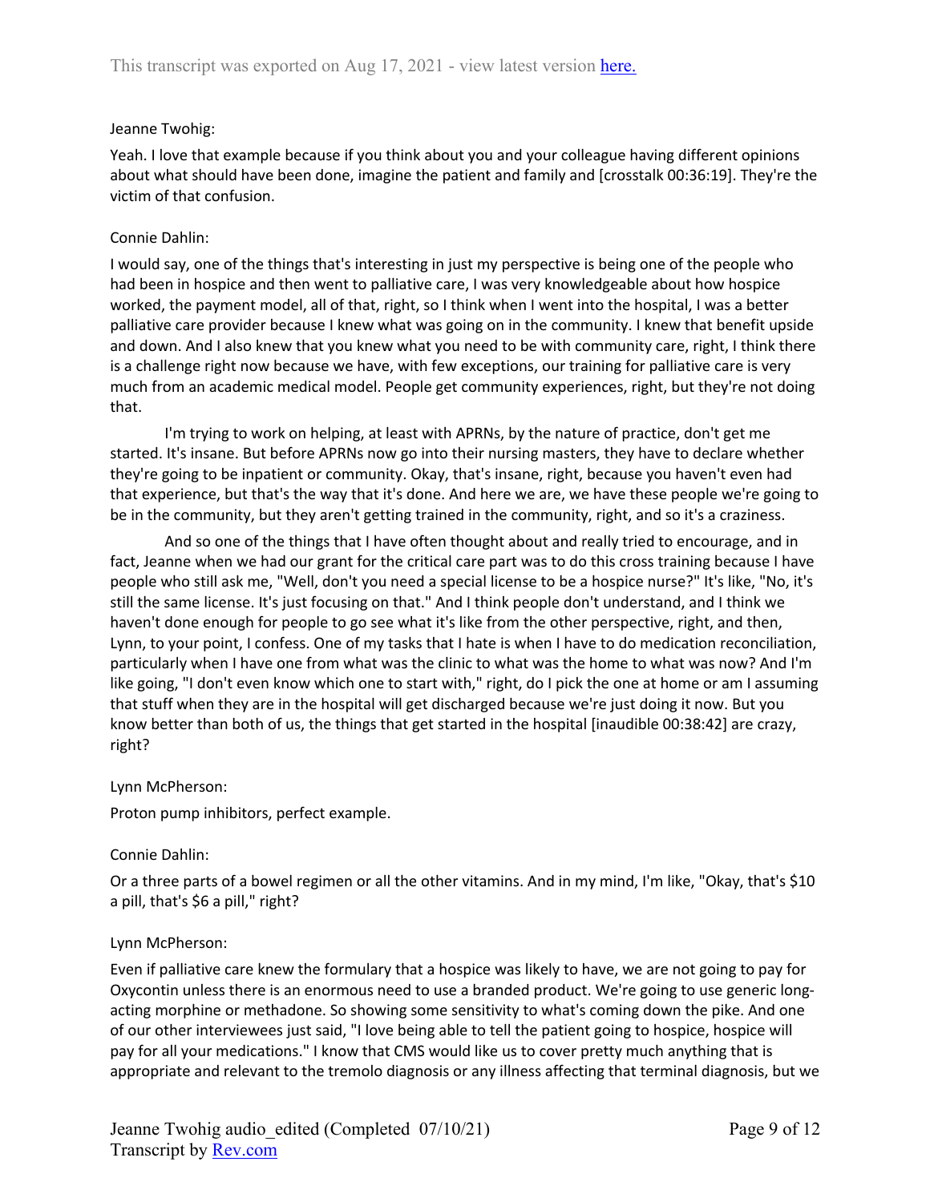Jeanne Twohig:

Yeah. I love that example because if you think about you and your colleague having different opinions about what should have been done, imagine the patient and family and [crosstalk 00:36:19]. They're the victim of that confusion.

Connie Dahlin:

I would say, one of the things that's interesting in just my perspective is being one of the people who had been in hospice and then went to palliative care, I was very knowledgeable about how hospice worked, the payment model, all of that, right, so I think when I went into the hospital, I was a better palliative care provider because I knew what was going on in the community. I knew that benefit upside and down. And I also knew that you knew what you need to be with community care, right, I think there is a challenge right now because we have, with few exceptions, our training for palliative care is very much from an academic medical model. People get community experiences, right, but they're not doing that.

I'm trying to work on helping, at least with APRNs, by the nature of practice, don't get me started. It's insane. But before APRNs now go into their nursing masters, they have to declare whether they're going to be inpatient or community. Okay, that's insane, right, because you haven't even had that experience, but that's the way that it's done. And here we are, we have these people we're going to be in the community, but they aren't getting trained in the community, right, and so it's a craziness.

And so one of the things that I have often thought about and really tried to encourage, and in fact, Jeanne when we had our grant for the critical care part was to do this cross training because I have people who still ask me, "Well, don't you need a special license to be a hospice nurse?" It's like, "No, it's still the same license. It's just focusing on that." And I think people don't understand, and I think we haven't done enough for people to go see what it's like from the other perspective, right, and then, Lynn, to your point, I confess. One of my tasks that I hate is when I have to do medication reconciliation, particularly when I have one from what was the clinic to what was the home to what was now? And I'm like going, "I don't even know which one to start with," right, do I pick the one at home or am I assuming that stuff when they are in the hospital will get discharged because we're just doing it now. But you know better than both of us, the things that get started in the hospital [inaudible 00:38:42] are crazy, right?

Lynn McPherson:

Proton pump inhibitors, perfect example.

Connie Dahlin:

Or a three parts of a bowel regimen or all the other vitamins. And in my mind, I'm like, "Okay, that's $10 a pill, that's $6 a pill," right?

Lynn McPherson:

Even if palliative care knew the formulary that a hospice was likely to have, we are not going to pay for Oxycontin unless there is an enormous need to use a branded product. We're going to use generic long-acting morphine or methadone. So showing some sensitivity to what's coming down the pike. And one of our other interviewees just said, "I love being able to tell the patient going to hospice, hospice will pay for all your medications." I know that CMS would like us to cover pretty much anything that is appropriate and relevant to the tremolo diagnosis or any illness affecting that terminal diagnosis, but we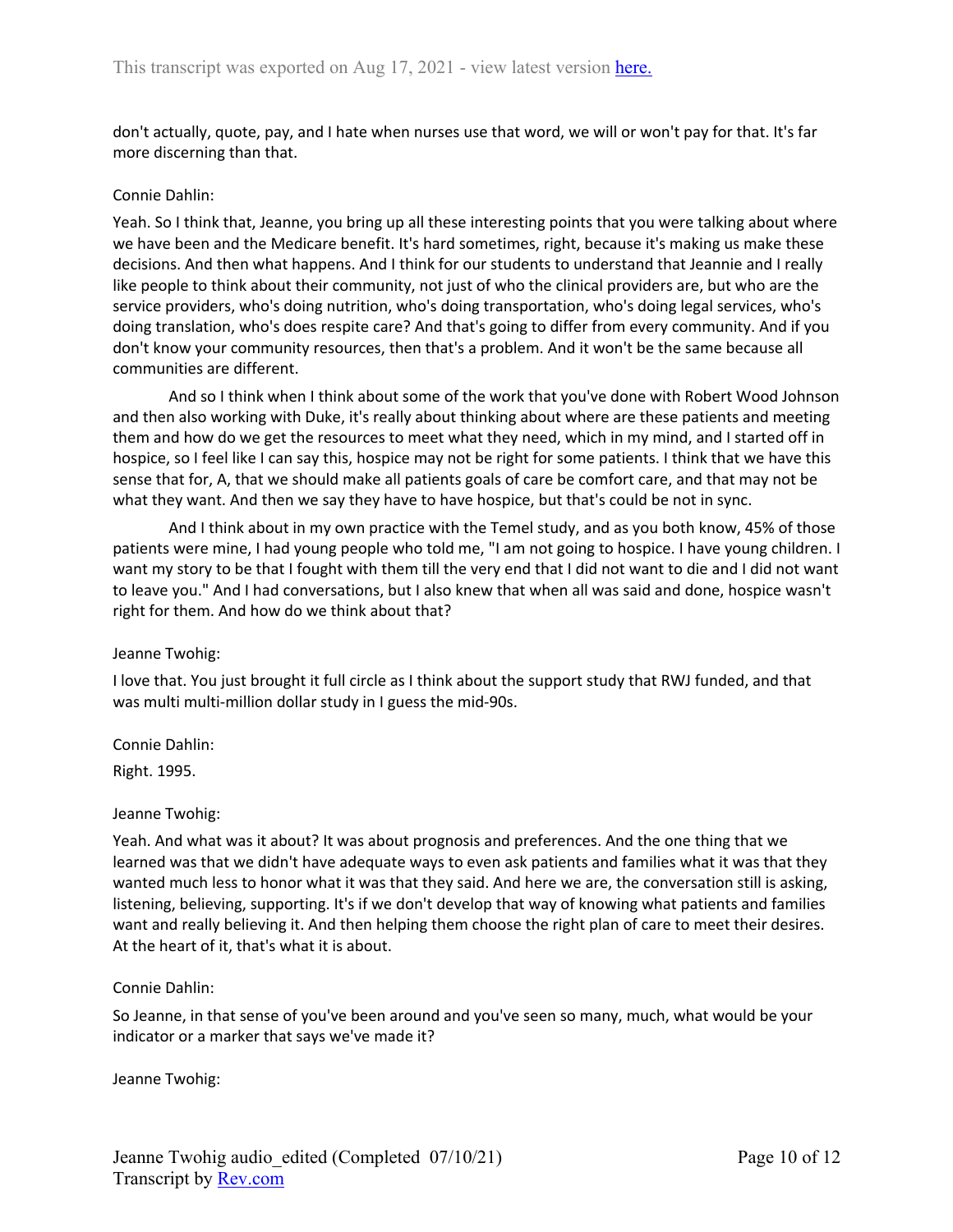don't actually, quote, pay, and I hate when nurses use that word, we will or won't pay for that. It's far more discerning than that.

Connie Dahlin:

Yeah. So I think that, Jeanne, you bring up all these interesting points that you were talking about where we have been and the Medicare benefit. It's hard sometimes, right, because it's making us make these decisions. And then what happens. And I think for our students to understand that Jeannie and I really like people to think about their community, not just of who the clinical providers are, but who are the service providers, who's doing nutrition, who's doing transportation, who's doing legal services, who's doing translation, who's does respite care? And that's going to differ from every community. And if you don't know your community resources, then that's a problem. And it won't be the same because all communities are different.

And so I think when I think about some of the work that you've done with Robert Wood Johnson and then also working with Duke, it's really about thinking about where are these patients and meeting them and how do we get the resources to meet what they need, which in my mind, and I started off in hospice, so I feel like I can say this, hospice may not be right for some patients. I think that we have this sense that for, A, that we should make all patients goals of care be comfort care, and that may not be what they want. And then we say they have to have hospice, but that's could be not in sync.

And I think about in my own practice with the Temel study, and as you both know, 45% of those patients were mine, I had young people who told me, "I am not going to hospice. I have young children. I want my story to be that I fought with them till the very end that I did not want to die and I did not want to leave you." And I had conversations, but I also knew that when all was said and done, hospice wasn't right for them. And how do we think about that?

Jeanne Twohig:

I love that. You just brought it full circle as I think about the support study that RWJ funded, and that was multi multi-million dollar study in I guess the mid-90s.

Connie Dahlin:

Right. 1995.

Jeanne Twohig:

Yeah. And what was it about? It was about prognosis and preferences. And the one thing that we learned was that we didn't have adequate ways to even ask patients and families what it was that they wanted much less to honor what it was that they said. And here we are, the conversation still is asking, listening, believing, supporting. It's if we don't develop that way of knowing what patients and families want and really believing it. And then helping them choose the right plan of care to meet their desires. At the heart of it, that's what it is about.

Connie Dahlin:

So Jeanne, in that sense of you've been around and you've seen so many, much, what would be your indicator or a marker that says we've made it?

Jeanne Twohig: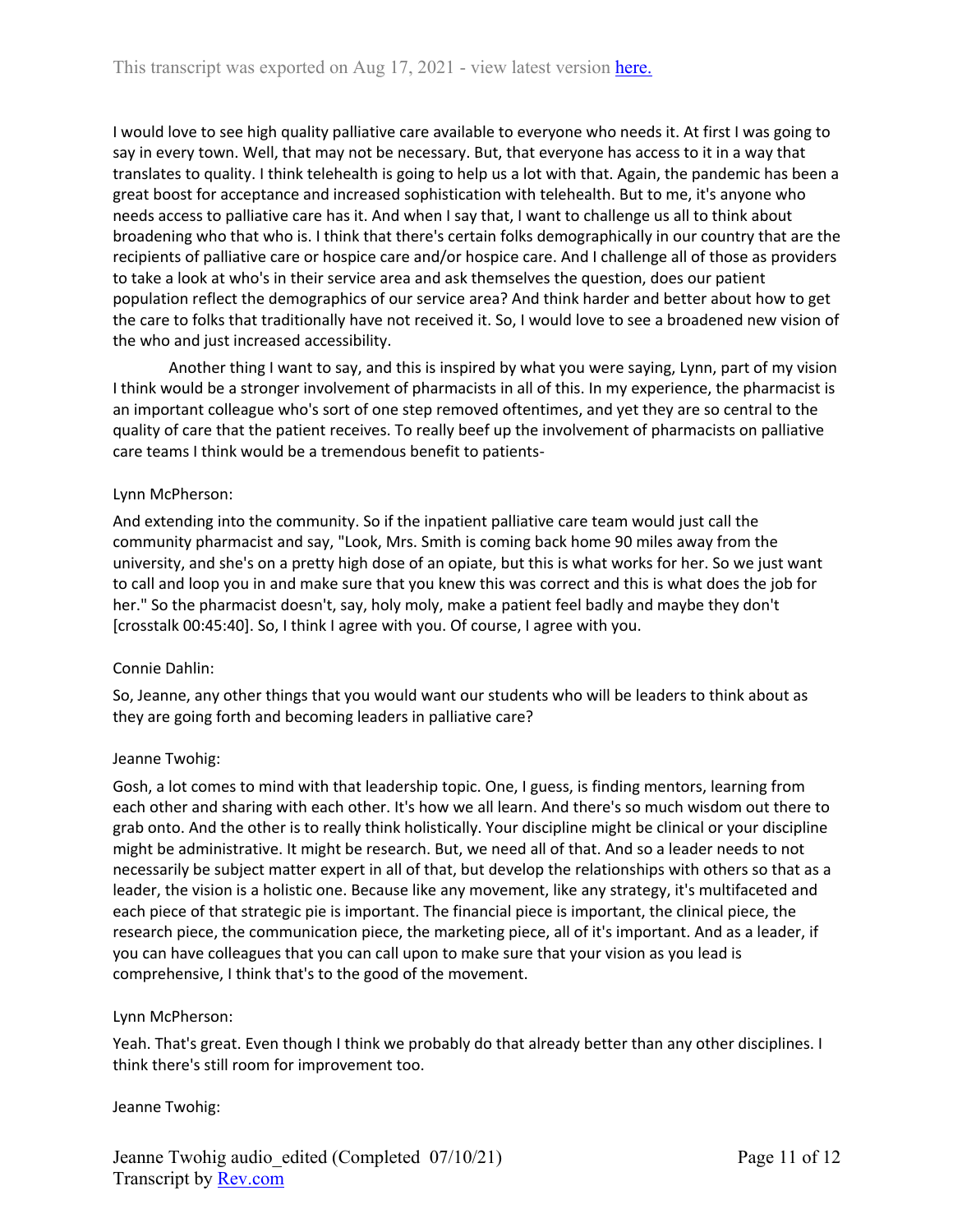I would love to see high quality palliative care available to everyone who needs it. At first I was going to say in every town. Well, that may not be necessary. But, that everyone has access to it in a way that translates to quality. I think telehealth is going to help us a lot with that. Again, the pandemic has been a great boost for acceptance and increased sophistication with telehealth. But to me, it's anyone who needs access to palliative care has it. And when I say that, I want to challenge us all to think about broadening who that who is. I think that there's certain folks demographically in our country that are the recipients of palliative care or hospice care and/or hospice care. And I challenge all of those as providers to take a look at who's in their service area and ask themselves the question, does our patient population reflect the demographics of our service area? And think harder and better about how to get the care to folks that traditionally have not received it. So, I would love to see a broadened new vision of the who and just increased accessibility.

Another thing I want to say, and this is inspired by what you were saying, Lynn, part of my vision I think would be a stronger involvement of pharmacists in all of this. In my experience, the pharmacist is an important colleague who's sort of one step removed oftentimes, and yet they are so central to the quality of care that the patient receives. To really beef up the involvement of pharmacists on palliative care teams I think would be a tremendous benefit to patients-

Lynn McPherson:

And extending into the community. So if the inpatient palliative care team would just call the community pharmacist and say, "Look, Mrs. Smith is coming back home 90 miles away from the university, and she's on a pretty high dose of an opiate, but this is what works for her. So we just want to call and loop you in and make sure that you knew this was correct and this is what does the job for her." So the pharmacist doesn't, say, holy moly, make a patient feel badly and maybe they don't [crosstalk 00:45:40]. So, I think I agree with you. Of course, I agree with you.

Connie Dahlin:

So, Jeanne, any other things that you would want our students who will be leaders to think about as they are going forth and becoming leaders in palliative care?

Jeanne Twohig:

Gosh, a lot comes to mind with that leadership topic. One, I guess, is finding mentors, learning from each other and sharing with each other. It's how we all learn. And there's so much wisdom out there to grab onto. And the other is to really think holistically. Your discipline might be clinical or your discipline might be administrative. It might be research. But, we need all of that. And so a leader needs to not necessarily be subject matter expert in all of that, but develop the relationships with others so that as a leader, the vision is a holistic one. Because like any movement, like any strategy, it's multifaceted and each piece of that strategic pie is important. The financial piece is important, the clinical piece, the research piece, the communication piece, the marketing piece, all of it's important. And as a leader, if you can have colleagues that you can call upon to make sure that your vision as you lead is comprehensive, I think that's to the good of the movement.

Lynn McPherson:

Yeah. That's great. Even though I think we probably do that already better than any other disciplines. I think there's still room for improvement too.

Jeanne Twohig: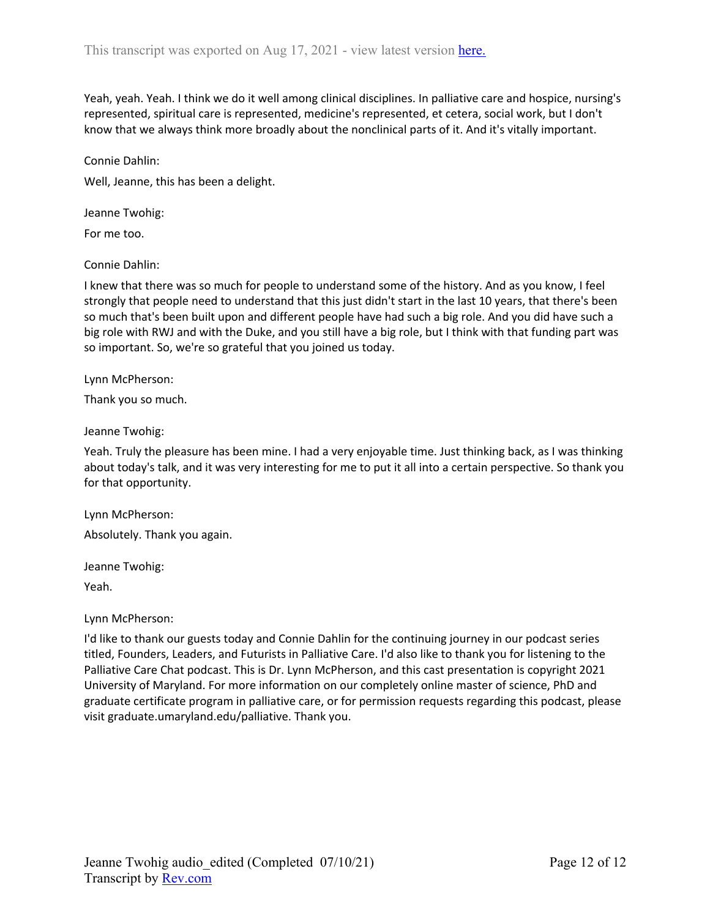Yeah, yeah. Yeah. I think we do it well among clinical disciplines. In palliative care and hospice, nursing's represented, spiritual care is represented, medicine's represented, et cetera, social work, but I don't know that we always think more broadly about the nonclinical parts of it. And it's vitally important.

Connie Dahlin:

Well, Jeanne, this has been a delight.

Jeanne Twohig:

For me too.

Connie Dahlin:

I knew that there was so much for people to understand some of the history. And as you know, I feel strongly that people need to understand that this just didn't start in the last 10 years, that there's been so much that's been built upon and different people have had such a big role. And you did have such a big role with RWJ and with the Duke, and you still have a big role, but I think with that funding part was so important. So, we're so grateful that you joined us today.

Lynn McPherson:

Thank you so much.

Jeanne Twohig:

Yeah. Truly the pleasure has been mine. I had a very enjoyable time. Just thinking back, as I was thinking about today's talk, and it was very interesting for me to put it all into a certain perspective. So thank you for that opportunity.

Lynn McPherson:

Absolutely. Thank you again.

Jeanne Twohig:

Yeah.

Lynn McPherson:

I'd like to thank our guests today and Connie Dahlin for the continuing journey in our podcast series titled, Founders, Leaders, and Futurists in Palliative Care. I'd also like to thank you for listening to the Palliative Care Chat podcast. This is Dr. Lynn McPherson, and this cast presentation is copyright 2021 University of Maryland. For more information on our completely online master of science, PhD and graduate certificate program in palliative care, or for permission requests regarding this podcast, please visit graduate.umaryland.edu/palliative. Thank you.